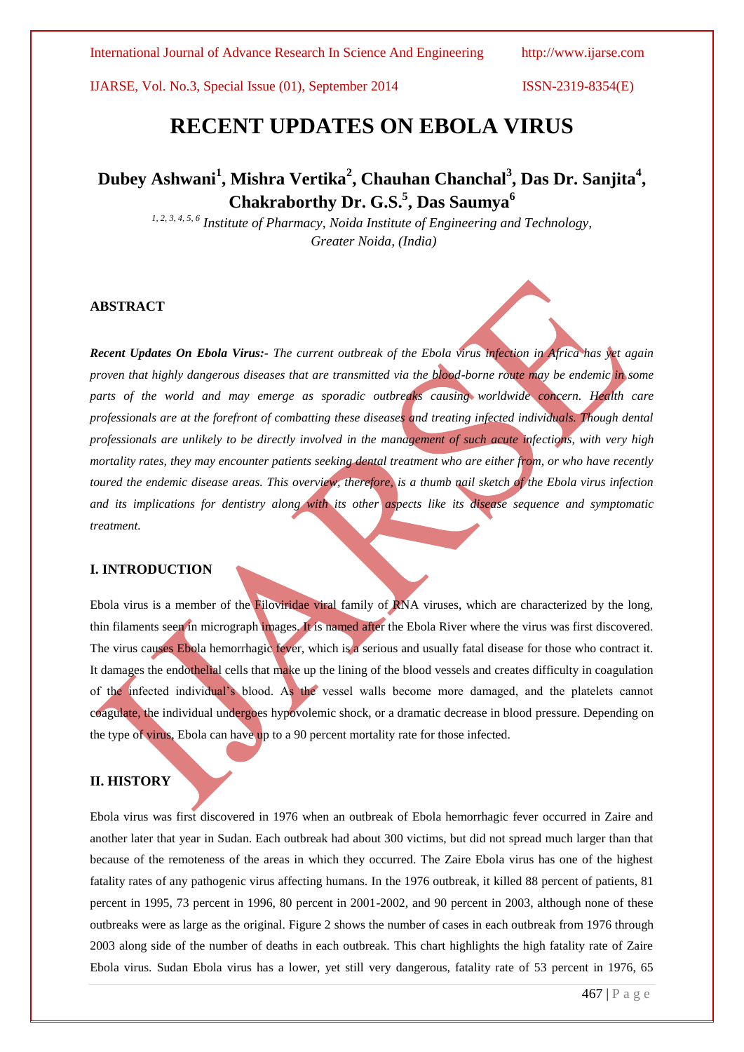# RECENT UPDATES ON EBOLA VIRUS

**Dubey Ashwani[1], Mishra Vertika[2], Chauhan Chanchal[3], Das Dr. Sanjita[4], Chakraborthy Dr. G.S.[5], Das Saumya[6]**

*[1, 2, 3, 4, 5, 6] Institute of Pharmacy, Noida Institute of Engineering and Technology, Greater Noida, (India)*

## ABSTRACT

***Recent Updates On Ebola Virus:-*** *The current outbreak of the Ebola virus infection in Africa has yet again proven that highly dangerous diseases that are transmitted via the blood-borne route may be endemic in some parts of the world and may emerge as sporadic outbreaks causing worldwide concern. Health care professionals are at the forefront of combatting these diseases and treating infected individuals. Though dental professionals are unlikely to be directly involved in the management of such acute infections, with very high mortality rates, they may encounter patients seeking dental treatment who are either from, or who have recently toured the endemic disease areas. This overview, therefore, is a thumb nail sketch of the Ebola virus infection and its implications for dentistry along with its other aspects like its disease sequence and symptomatic treatment.*

## I. INTRODUCTION

Ebola virus is a member of the Filoviridae viral family of RNA viruses, which are characterized by the long, thin filaments seen in micrograph images. It is named after the Ebola River where the virus was first discovered. The virus causes Ebola hemorrhagic fever, which is a serious and usually fatal disease for those who contract it. It damages the endothelial cells that make up the lining of the blood vessels and creates difficulty in coagulation of the infected individual's blood. As the vessel walls become more damaged, and the platelets cannot coagulate, the individual undergoes hypovolemic shock, or a dramatic decrease in blood pressure. Depending on the type of virus, Ebola can have up to a 90 percent mortality rate for those infected.

## II. HISTORY

Ebola virus was first discovered in 1976 when an outbreak of Ebola hemorrhagic fever occurred in Zaire and another later that year in Sudan. Each outbreak had about 300 victims, but did not spread much larger than that because of the remoteness of the areas in which they occurred. The Zaire Ebola virus has one of the highest fatality rates of any pathogenic virus affecting humans. In the 1976 outbreak, it killed 88 percent of patients, 81 percent in 1995, 73 percent in 1996, 80 percent in 2001-2002, and 90 percent in 2003, although none of these outbreaks were as large as the original. Figure 2 shows the number of cases in each outbreak from 1976 through 2003 along side of the number of deaths in each outbreak. This chart highlights the high fatality rate of Zaire Ebola virus. Sudan Ebola virus has a lower, yet still very dangerous, fatality rate of 53 percent in 1976, 65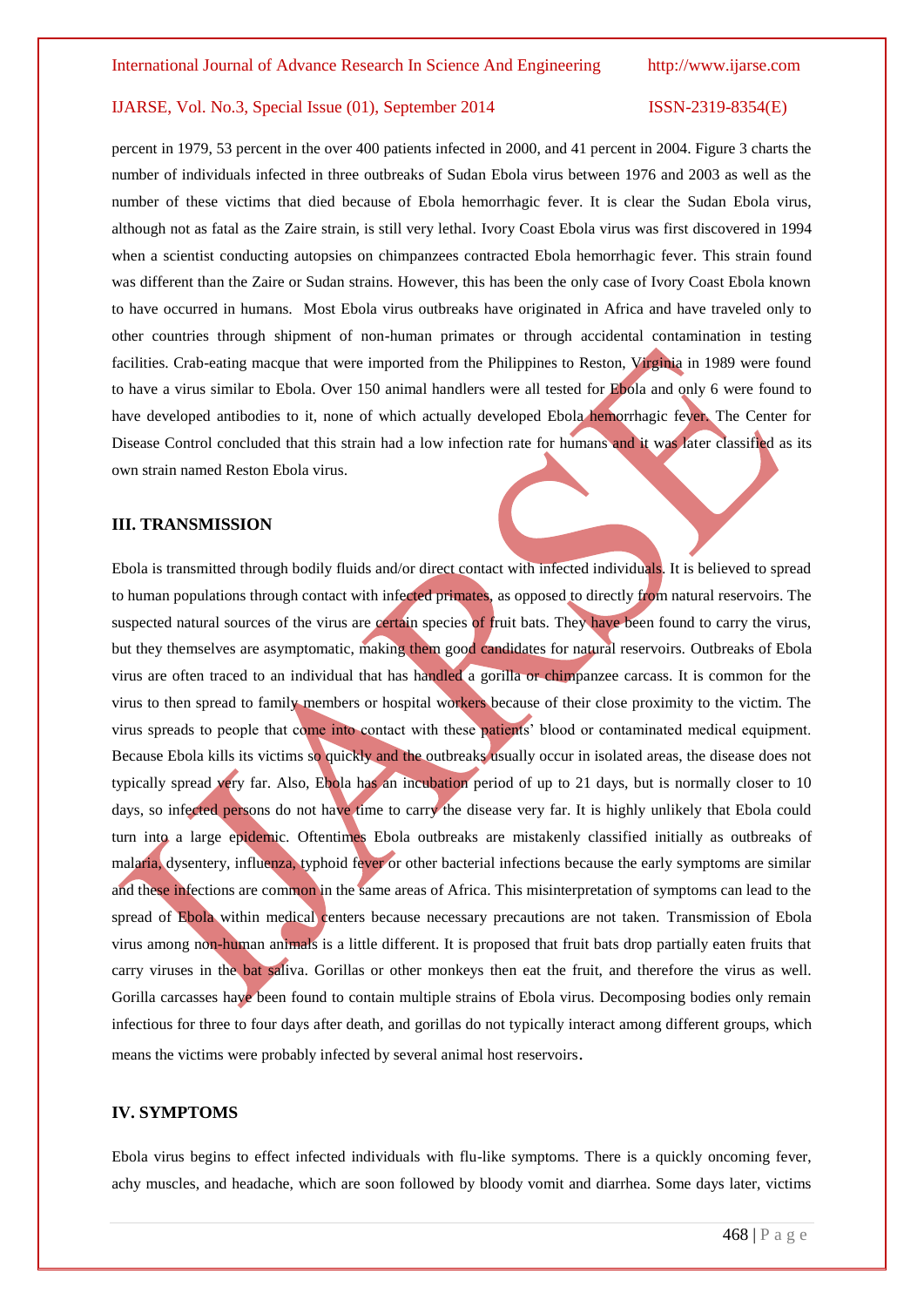percent in 1979, 53 percent in the over 400 patients infected in 2000, and 41 percent in 2004. Figure 3 charts the number of individuals infected in three outbreaks of Sudan Ebola virus between 1976 and 2003 as well as the number of these victims that died because of Ebola hemorrhagic fever. It is clear the Sudan Ebola virus, although not as fatal as the Zaire strain, is still very lethal. Ivory Coast Ebola virus was first discovered in 1994 when a scientist conducting autopsies on chimpanzees contracted Ebola hemorrhagic fever. This strain found was different than the Zaire or Sudan strains. However, this has been the only case of Ivory Coast Ebola known to have occurred in humans. Most Ebola virus outbreaks have originated in Africa and have traveled only to other countries through shipment of non-human primates or through accidental contamination in testing facilities. Crab-eating macque that were imported from the Philippines to Reston, Virginia in 1989 were found to have a virus similar to Ebola. Over 150 animal handlers were all tested for Ebola and only 6 were found to have developed antibodies to it, none of which actually developed Ebola hemorrhagic fever. The Center for Disease Control concluded that this strain had a low infection rate for humans and it was later classified as its own strain named Reston Ebola virus.

## III. TRANSMISSION

Ebola is transmitted through bodily fluids and/or direct contact with infected individuals. It is believed to spread to human populations through contact with infected primates, as opposed to directly from natural reservoirs. The suspected natural sources of the virus are certain species of fruit bats. They have been found to carry the virus, but they themselves are asymptomatic, making them good candidates for natural reservoirs. Outbreaks of Ebola virus are often traced to an individual that has handled a gorilla or chimpanzee carcass. It is common for the virus to then spread to family members or hospital workers because of their close proximity to the victim. The virus spreads to people that come into contact with these patients' blood or contaminated medical equipment. Because Ebola kills its victims so quickly and the outbreaks usually occur in isolated areas, the disease does not typically spread very far. Also, Ebola has an incubation period of up to 21 days, but is normally closer to 10 days, so infected persons do not have time to carry the disease very far. It is highly unlikely that Ebola could turn into a large epidemic. Oftentimes Ebola outbreaks are mistakenly classified initially as outbreaks of malaria, dysentery, influenza, typhoid fever or other bacterial infections because the early symptoms are similar and these infections are common in the same areas of Africa. This misinterpretation of symptoms can lead to the spread of Ebola within medical centers because necessary precautions are not taken. Transmission of Ebola virus among non-human animals is a little different. It is proposed that fruit bats drop partially eaten fruits that carry viruses in the bat saliva. Gorillas or other monkeys then eat the fruit, and therefore the virus as well. Gorilla carcasses have been found to contain multiple strains of Ebola virus. Decomposing bodies only remain infectious for three to four days after death, and gorillas do not typically interact among different groups, which means the victims were probably infected by several animal host reservoirs.

## IV. SYMPTOMS

Ebola virus begins to effect infected individuals with flu-like symptoms. There is a quickly oncoming fever, achy muscles, and headache, which are soon followed by bloody vomit and diarrhea. Some days later, victims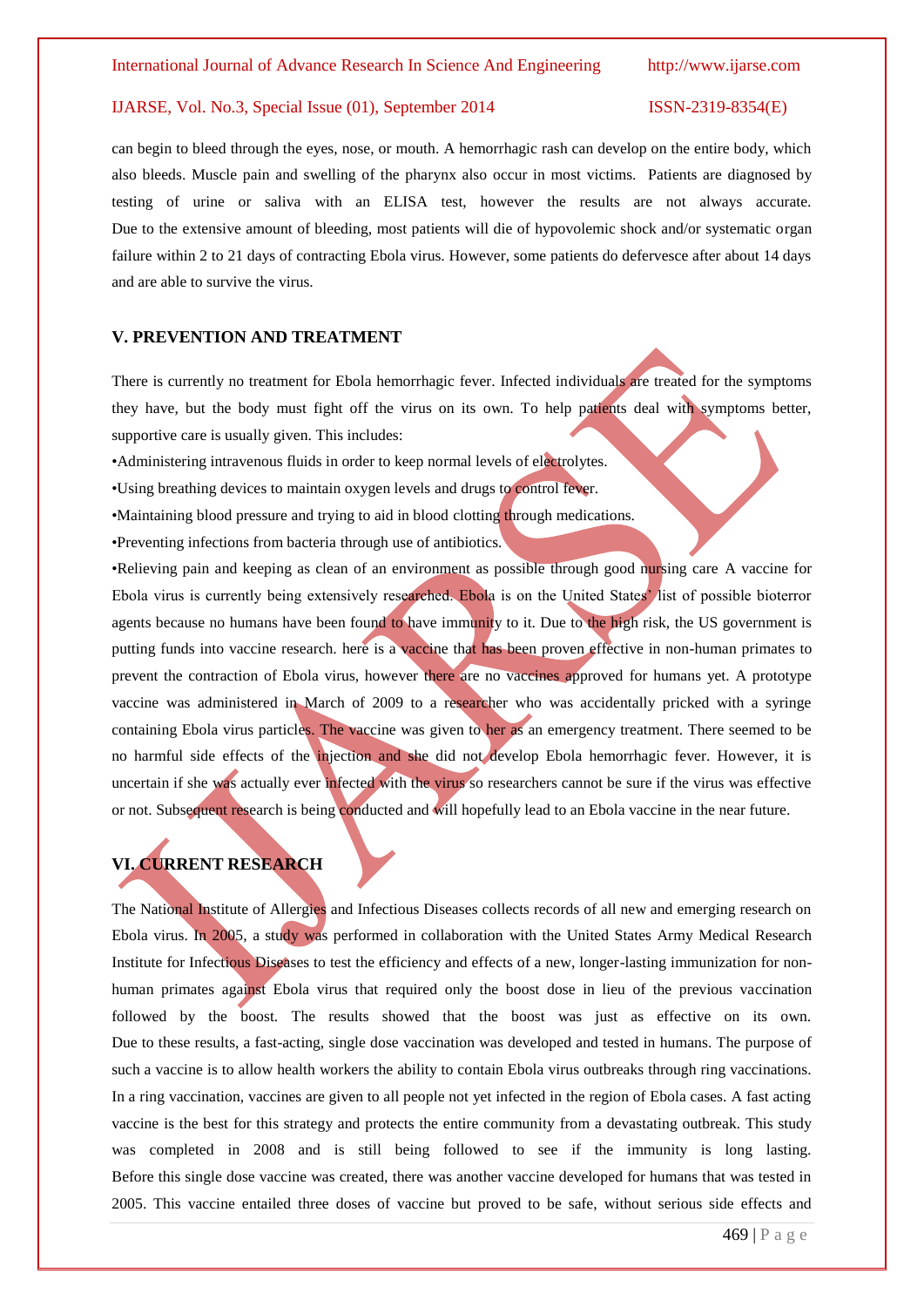can begin to bleed through the eyes, nose, or mouth. A hemorrhagic rash can develop on the entire body, which also bleeds. Muscle pain and swelling of the pharynx also occur in most victims. Patients are diagnosed by testing of urine or saliva with an ELISA test, however the results are not always accurate. Due to the extensive amount of bleeding, most patients will die of hypovolemic shock and/or systematic organ failure within 2 to 21 days of contracting Ebola virus. However, some patients do defervesce after about 14 days and are able to survive the virus.

## V. PREVENTION AND TREATMENT

There is currently no treatment for Ebola hemorrhagic fever. Infected individuals are treated for the symptoms they have, but the body must fight off the virus on its own. To help patients deal with symptoms better, supportive care is usually given. This includes:

•Administering intravenous fluids in order to keep normal levels of electrolytes.

•Using breathing devices to maintain oxygen levels and drugs to control fever.

•Maintaining blood pressure and trying to aid in blood clotting through medications.

•Preventing infections from bacteria through use of antibiotics.

•Relieving pain and keeping as clean of an environment as possible through good nursing care A vaccine for Ebola virus is currently being extensively researched. Ebola is on the United States' list of possible bioterror agents because no humans have been found to have immunity to it. Due to the high risk, the US government is putting funds into vaccine research. here is a vaccine that has been proven effective in non-human primates to prevent the contraction of Ebola virus, however there are no vaccines approved for humans yet. A prototype vaccine was administered in March of 2009 to a researcher who was accidentally pricked with a syringe containing Ebola virus particles. The vaccine was given to her as an emergency treatment. There seemed to be no harmful side effects of the injection and she did not develop Ebola hemorrhagic fever. However, it is uncertain if she was actually ever infected with the virus so researchers cannot be sure if the virus was effective or not. Subsequent research is being conducted and will hopefully lead to an Ebola vaccine in the near future.

## VI. CURRENT RESEARCH

The National Institute of Allergies and Infectious Diseases collects records of all new and emerging research on Ebola virus. In 2005, a study was performed in collaboration with the United States Army Medical Research Institute for Infectious Diseases to test the efficiency and effects of a new, longer-lasting immunization for non-human primates against Ebola virus that required only the boost dose in lieu of the previous vaccination followed by the boost. The results showed that the boost was just as effective on its own. Due to these results, a fast-acting, single dose vaccination was developed and tested in humans. The purpose of such a vaccine is to allow health workers the ability to contain Ebola virus outbreaks through ring vaccinations. In a ring vaccination, vaccines are given to all people not yet infected in the region of Ebola cases. A fast acting vaccine is the best for this strategy and protects the entire community from a devastating outbreak. This study was completed in 2008 and is still being followed to see if the immunity is long lasting. Before this single dose vaccine was created, there was another vaccine developed for humans that was tested in 2005. This vaccine entailed three doses of vaccine but proved to be safe, without serious side effects and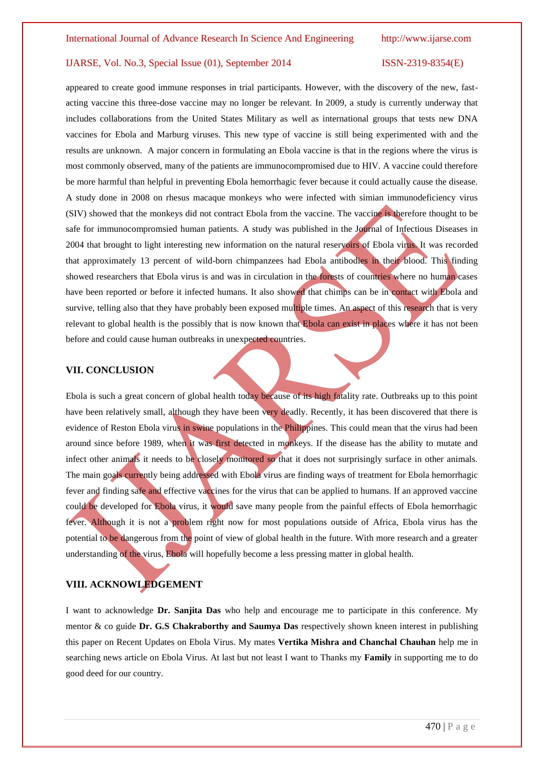appeared to create good immune responses in trial participants. However, with the discovery of the new, fast-acting vaccine this three-dose vaccine may no longer be relevant. In 2009, a study is currently underway that includes collaborations from the United States Military as well as international groups that tests new DNA vaccines for Ebola and Marburg viruses. This new type of vaccine is still being experimented with and the results are unknown. A major concern in formulating an Ebola vaccine is that in the regions where the virus is most commonly observed, many of the patients are immunocompromised due to HIV. A vaccine could therefore be more harmful than helpful in preventing Ebola hemorrhagic fever because it could actually cause the disease. A study done in 2008 on rhesus macaque monkeys who were infected with simian immunodeficiency virus (SIV) showed that the monkeys did not contract Ebola from the vaccine. The vaccine is therefore thought to be safe for immunocompromsied human patients. A study was published in the Journal of Infectious Diseases in 2004 that brought to light interesting new information on the natural reservoirs of Ebola virus. It was recorded that approximately 13 percent of wild-born chimpanzees had Ebola antibodies in their blood. This finding showed researchers that Ebola virus is and was in circulation in the forests of countries where no human cases have been reported or before it infected humans. It also showed that chimps can be in contact with Ebola and survive, telling also that they have probably been exposed multiple times. An aspect of this research that is very relevant to global health is the possibly that is now known that Ebola can exist in places where it has not been before and could cause human outbreaks in unexpected countries.

## VII. CONCLUSION

Ebola is such a great concern of global health today because of its high fatality rate. Outbreaks up to this point have been relatively small, although they have been very deadly. Recently, it has been discovered that there is evidence of Reston Ebola virus in swine populations in the Philippines. This could mean that the virus had been around since before 1989, when it was first detected in monkeys. If the disease has the ability to mutate and infect other animals it needs to be closely monitored so that it does not surprisingly surface in other animals. The main goals currently being addressed with Ebola virus are finding ways of treatment for Ebola hemorrhagic fever and finding safe and effective vaccines for the virus that can be applied to humans. If an approved vaccine could be developed for Ebola virus, it would save many people from the painful effects of Ebola hemorrhagic fever. Although it is not a problem right now for most populations outside of Africa, Ebola virus has the potential to be dangerous from the point of view of global health in the future. With more research and a greater understanding of the virus, Ebola will hopefully become a less pressing matter in global health.

## VIII. ACKNOWLEDGEMENT

I want to acknowledge **Dr. Sanjita Das** who help and encourage me to participate in this conference. My mentor & co guide **Dr. G.S Chakraborthy and Saumya Das** respectively shown kneen interest in publishing this paper on Recent Updates on Ebola Virus. My mates **Vertika Mishra and Chanchal Chauhan** help me in searching news article on Ebola Virus. At last but not least I want to Thanks my **Family** in supporting me to do good deed for our country.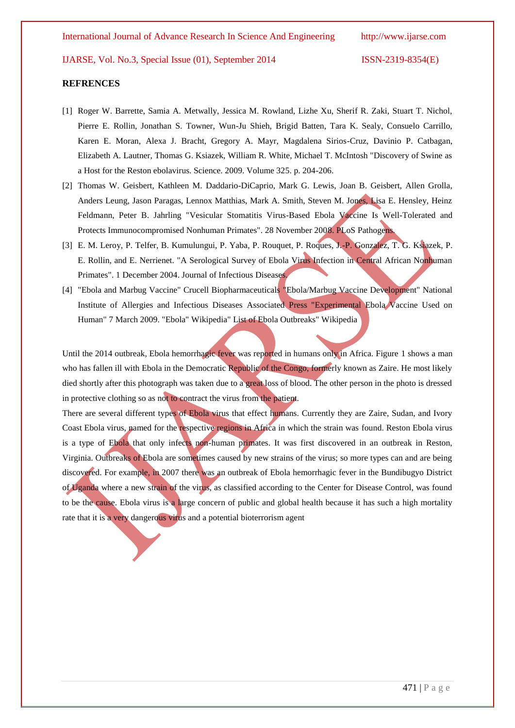## REFRENCES

[1] Roger W. Barrette, Samia A. Metwally, Jessica M. Rowland, Lizhe Xu, Sherif R. Zaki, Stuart T. Nichol, Pierre E. Rollin, Jonathan S. Towner, Wun-Ju Shieh, Brigid Batten, Tara K. Sealy, Consuelo Carrillo, Karen E. Moran, Alexa J. Bracht, Gregory A. Mayr, Magdalena Sirios-Cruz, Davinio P. Catbagan, Elizabeth A. Lautner, Thomas G. Ksiazek, William R. White, Michael T. McIntosh "Discovery of Swine as a Host for the Reston ebolavirus. Science. 2009. Volume 325. p. 204-206.

[2] Thomas W. Geisbert, Kathleen M. Daddario-DiCaprio, Mark G. Lewis, Joan B. Geisbert, Allen Grolla, Anders Leung, Jason Paragas, Lennox Matthias, Mark A. Smith, Steven M. Jones, Lisa E. Hensley, Heinz Feldmann, Peter B. Jahrling "Vesicular Stomatitis Virus-Based Ebola Vaccine Is Well-Tolerated and Protects Immunocompromised Nonhuman Primates". 28 November 2008. PLoS Pathogens.

[3] E. M. Leroy, P. Telfer, B. Kumulungui, P. Yaba, P. Rouquet, P. Roques, J.-P. Gonzalez, T. G. Ksiazek, P. E. Rollin, and E. Nerrienet. "A Serological Survey of Ebola Virus Infection in Central African Nonhuman Primates". 1 December 2004. Journal of Infectious Diseases.

[4] "Ebola and Marbug Vaccine" Crucell Biopharmaceuticals "Ebola/Marbug Vaccine Development" National Institute of Allergies and Infectious Diseases Associated Press "Experimental Ebola Vaccine Used on Human" 7 March 2009. "Ebola" Wikipedia" List of Ebola Outbreaks" Wikipedia

Until the 2014 outbreak, Ebola hemorrhagic fever was reported in humans only in Africa. Figure 1 shows a man who has fallen ill with Ebola in the Democratic Republic of the Congo, formerly known as Zaire. He most likely died shortly after this photograph was taken due to a great loss of blood. The other person in the photo is dressed in protective clothing so as not to contract the virus from the patient.

There are several different types of Ebola virus that effect humans. Currently they are Zaire, Sudan, and Ivory Coast Ebola virus, named for the respective regions in Africa in which the strain was found. Reston Ebola virus is a type of Ebola that only infects non-human primates. It was first discovered in an outbreak in Reston, Virginia. Outbreaks of Ebola are sometimes caused by new strains of the virus; so more types can and are being discovered. For example, in 2007 there was an outbreak of Ebola hemorrhagic fever in the Bundibugyo District of Uganda where a new strain of the virus, as classified according to the Center for Disease Control, was found to be the cause. Ebola virus is a large concern of public and global health because it has such a high mortality rate that it is a very dangerous virus and a potential bioterrorism agent